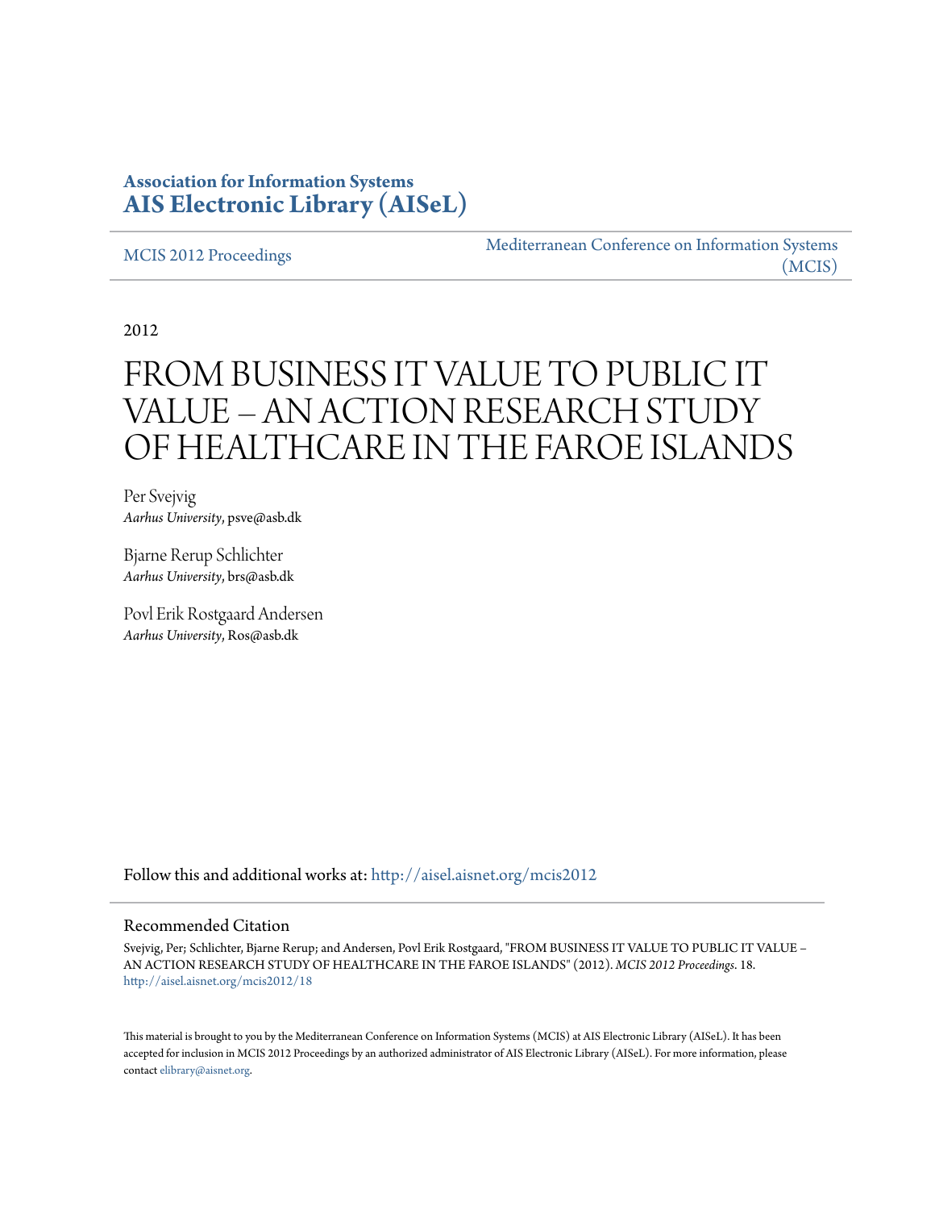**Association for Information Systems**
**AIS Electronic Library (AISeL)**

MCIS 2012 Proceedings

Mediterranean Conference on Information Systems (MCIS)

2012

# FROM BUSINESS IT VALUE TO PUBLIC IT VALUE – AN ACTION RESEARCH STUDY OF HEALTHCARE IN THE FAROE ISLANDS

Per Svejvig
*Aarhus University*, psve@asb.dk

Bjarne Rerup Schlichter
*Aarhus University*, brs@asb.dk

Povl Erik Rostgaard Andersen
*Aarhus University*, Ros@asb.dk

Follow this and additional works at: http://aisel.aisnet.org/mcis2012

## Recommended Citation

Svejvig, Per; Schlichter, Bjarne Rerup; and Andersen, Povl Erik Rostgaard, "FROM BUSINESS IT VALUE TO PUBLIC IT VALUE – AN ACTION RESEARCH STUDY OF HEALTHCARE IN THE FAROE ISLANDS" (2012). *MCIS 2012 Proceedings*. 18.
http://aisel.aisnet.org/mcis2012/18

This material is brought to you by the Mediterranean Conference on Information Systems (MCIS) at AIS Electronic Library (AISeL). It has been accepted for inclusion in MCIS 2012 Proceedings by an authorized administrator of AIS Electronic Library (AISeL). For more information, please contact elibrary@aisnet.org.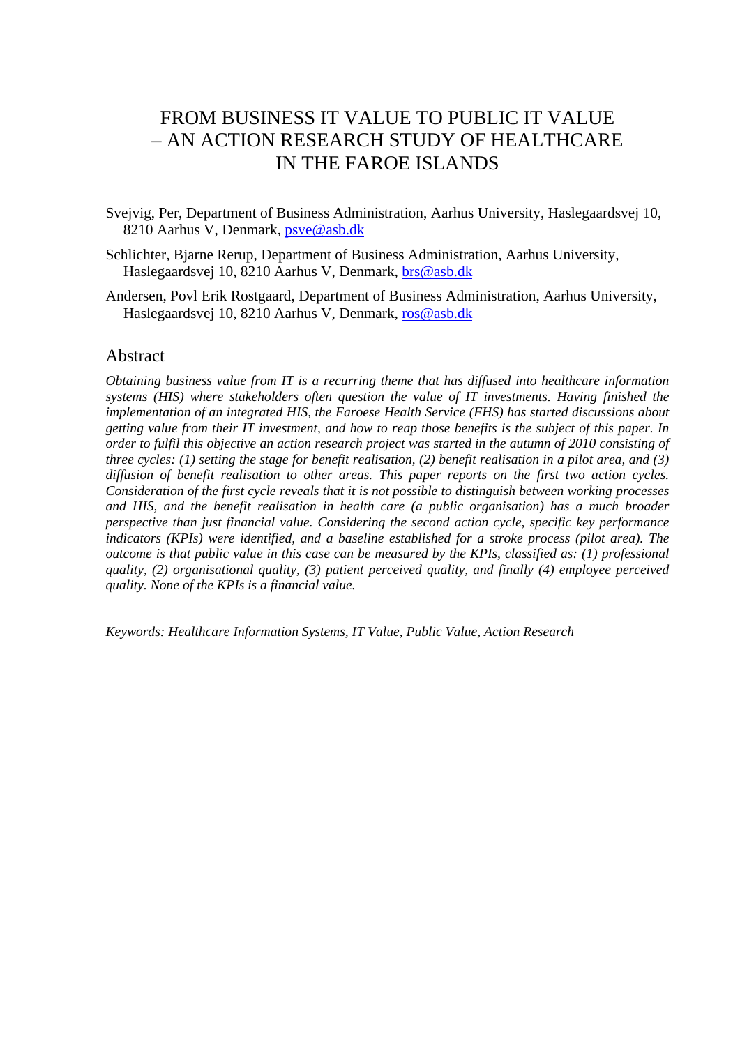# FROM BUSINESS IT VALUE TO PUBLIC IT VALUE – AN ACTION RESEARCH STUDY OF HEALTHCARE IN THE FAROE ISLANDS

Svejvig, Per, Department of Business Administration, Aarhus University, Haslegaardsvej 10, 8210 Aarhus V, Denmark, psve@asb.dk

Schlichter, Bjarne Rerup, Department of Business Administration, Aarhus University, Haslegaardsvej 10, 8210 Aarhus V, Denmark, brs@asb.dk

Andersen, Povl Erik Rostgaard, Department of Business Administration, Aarhus University, Haslegaardsvej 10, 8210 Aarhus V, Denmark, ros@asb.dk

## Abstract

*Obtaining business value from IT is a recurring theme that has diffused into healthcare information systems (HIS) where stakeholders often question the value of IT investments. Having finished the implementation of an integrated HIS, the Faroese Health Service (FHS) has started discussions about getting value from their IT investment, and how to reap those benefits is the subject of this paper. In order to fulfil this objective an action research project was started in the autumn of 2010 consisting of three cycles: (1) setting the stage for benefit realisation, (2) benefit realisation in a pilot area, and (3) diffusion of benefit realisation to other areas. This paper reports on the first two action cycles. Consideration of the first cycle reveals that it is not possible to distinguish between working processes and HIS, and the benefit realisation in health care (a public organisation) has a much broader perspective than just financial value. Considering the second action cycle, specific key performance indicators (KPIs) were identified, and a baseline established for a stroke process (pilot area). The outcome is that public value in this case can be measured by the KPIs, classified as: (1) professional quality, (2) organisational quality, (3) patient perceived quality, and finally (4) employee perceived quality. None of the KPIs is a financial value.*

*Keywords: Healthcare Information Systems, IT Value, Public Value, Action Research*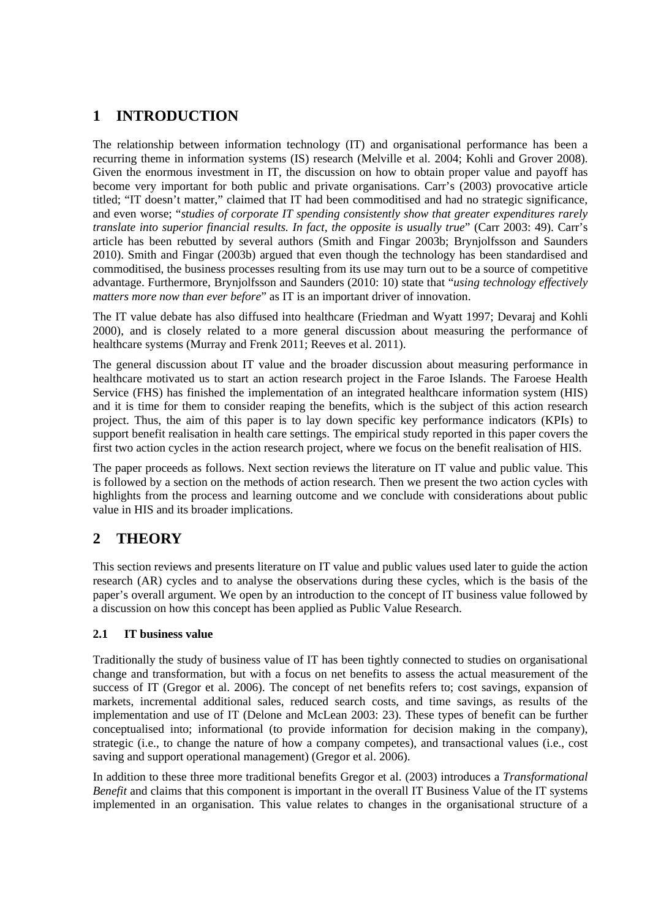# 1 INTRODUCTION

The relationship between information technology (IT) and organisational performance has been a recurring theme in information systems (IS) research (Melville et al. 2004; Kohli and Grover 2008). Given the enormous investment in IT, the discussion on how to obtain proper value and payoff has become very important for both public and private organisations. Carr's (2003) provocative article titled; "IT doesn't matter," claimed that IT had been commoditised and had no strategic significance, and even worse; "*studies of corporate IT spending consistently show that greater expenditures rarely translate into superior financial results. In fact, the opposite is usually true*" (Carr 2003: 49). Carr's article has been rebutted by several authors (Smith and Fingar 2003b; Brynjolfsson and Saunders 2010). Smith and Fingar (2003b) argued that even though the technology has been standardised and commoditised, the business processes resulting from its use may turn out to be a source of competitive advantage. Furthermore, Brynjolfsson and Saunders (2010: 10) state that "*using technology effectively matters more now than ever before*" as IT is an important driver of innovation.

The IT value debate has also diffused into healthcare (Friedman and Wyatt 1997; Devaraj and Kohli 2000), and is closely related to a more general discussion about measuring the performance of healthcare systems (Murray and Frenk 2011; Reeves et al. 2011).

The general discussion about IT value and the broader discussion about measuring performance in healthcare motivated us to start an action research project in the Faroe Islands. The Faroese Health Service (FHS) has finished the implementation of an integrated healthcare information system (HIS) and it is time for them to consider reaping the benefits, which is the subject of this action research project. Thus, the aim of this paper is to lay down specific key performance indicators (KPIs) to support benefit realisation in health care settings. The empirical study reported in this paper covers the first two action cycles in the action research project, where we focus on the benefit realisation of HIS.

The paper proceeds as follows. Next section reviews the literature on IT value and public value. This is followed by a section on the methods of action research. Then we present the two action cycles with highlights from the process and learning outcome and we conclude with considerations about public value in HIS and its broader implications.

# 2 THEORY

This section reviews and presents literature on IT value and public values used later to guide the action research (AR) cycles and to analyse the observations during these cycles, which is the basis of the paper's overall argument. We open by an introduction to the concept of IT business value followed by a discussion on how this concept has been applied as Public Value Research.

## 2.1 IT business value

Traditionally the study of business value of IT has been tightly connected to studies on organisational change and transformation, but with a focus on net benefits to assess the actual measurement of the success of IT (Gregor et al. 2006). The concept of net benefits refers to; cost savings, expansion of markets, incremental additional sales, reduced search costs, and time savings, as results of the implementation and use of IT (Delone and McLean 2003: 23). These types of benefit can be further conceptualised into; informational (to provide information for decision making in the company), strategic (i.e., to change the nature of how a company competes), and transactional values (i.e., cost saving and support operational management) (Gregor et al. 2006).

In addition to these three more traditional benefits Gregor et al. (2003) introduces a *Transformational Benefit* and claims that this component is important in the overall IT Business Value of the IT systems implemented in an organisation. This value relates to changes in the organisational structure of a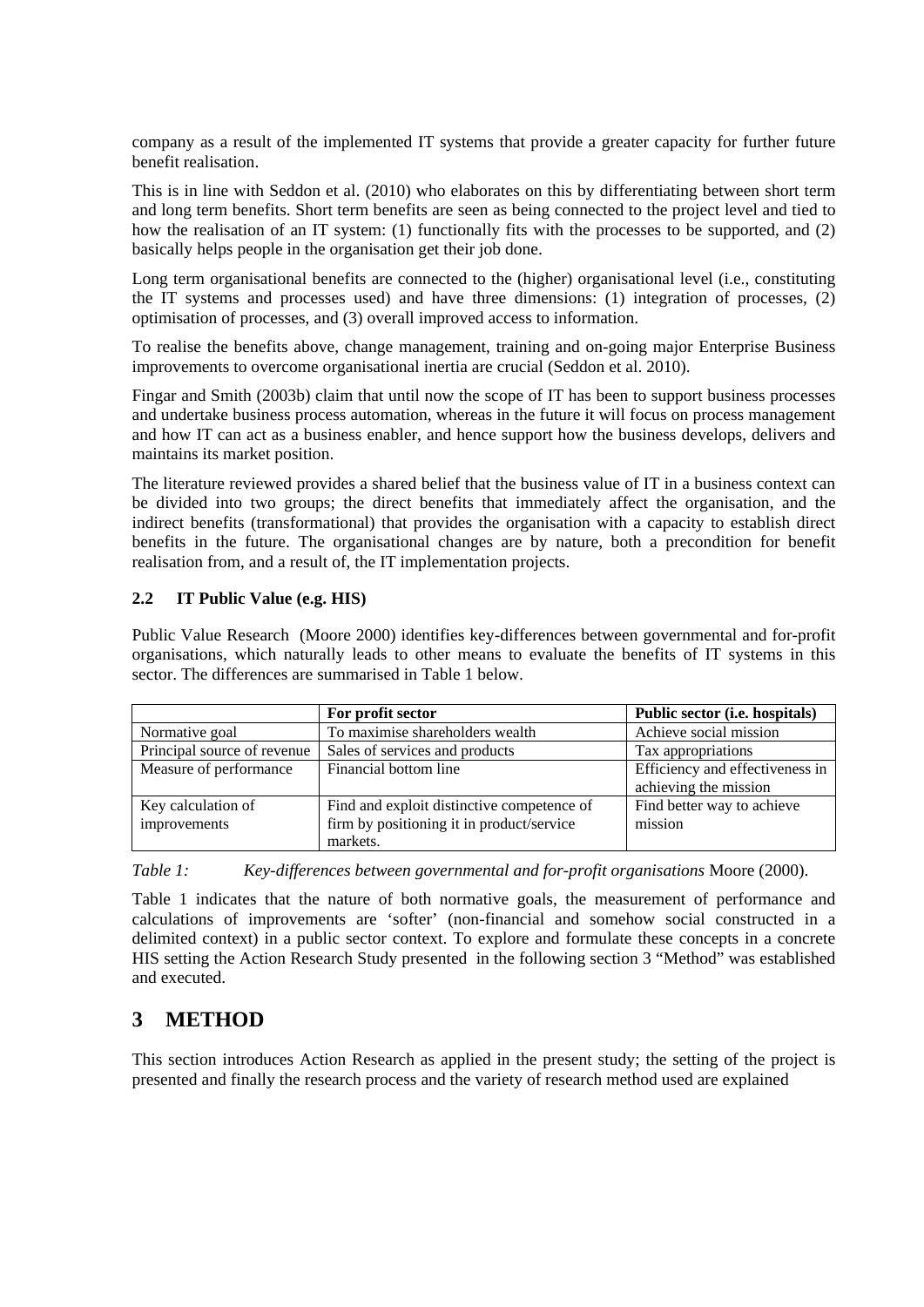company as a result of the implemented IT systems that provide a greater capacity for further future benefit realisation.

This is in line with Seddon et al. (2010) who elaborates on this by differentiating between short term and long term benefits. Short term benefits are seen as being connected to the project level and tied to how the realisation of an IT system: (1) functionally fits with the processes to be supported, and (2) basically helps people in the organisation get their job done.

Long term organisational benefits are connected to the (higher) organisational level (i.e., constituting the IT systems and processes used) and have three dimensions: (1) integration of processes, (2) optimisation of processes, and (3) overall improved access to information.

To realise the benefits above, change management, training and on-going major Enterprise Business improvements to overcome organisational inertia are crucial (Seddon et al. 2010).

Fingar and Smith (2003b) claim that until now the scope of IT has been to support business processes and undertake business process automation, whereas in the future it will focus on process management and how IT can act as a business enabler, and hence support how the business develops, delivers and maintains its market position.

The literature reviewed provides a shared belief that the business value of IT in a business context can be divided into two groups; the direct benefits that immediately affect the organisation, and the indirect benefits (transformational) that provides the organisation with a capacity to establish direct benefits in the future. The organisational changes are by nature, both a precondition for benefit realisation from, and a result of, the IT implementation projects.

### 2.2 IT Public Value (e.g. HIS)

Public Value Research (Moore 2000) identifies key-differences between governmental and for-profit organisations, which naturally leads to other means to evaluate the benefits of IT systems in this sector. The differences are summarised in Table 1 below.

| | **For profit sector** | **Public sector (i.e. hospitals)** |
|---|---|---|
| Normative goal | To maximise shareholders wealth | Achieve social mission |
| Principal source of revenue | Sales of services and products | Tax appropriations |
| Measure of performance | Financial bottom line | Efficiency and effectiveness in achieving the mission |
| Key calculation of improvements | Find and exploit distinctive competence of firm by positioning it in product/service markets. | Find better way to achieve mission |

*Table 1: Key-differences between governmental and for-profit organisations* Moore (2000).

Table 1 indicates that the nature of both normative goals, the measurement of performance and calculations of improvements are 'softer' (non-financial and somehow social constructed in a delimited context) in a public sector context. To explore and formulate these concepts in a concrete HIS setting the Action Research Study presented in the following section 3 "Method" was established and executed.

## 3 METHOD

This section introduces Action Research as applied in the present study; the setting of the project is presented and finally the research process and the variety of research method used are explained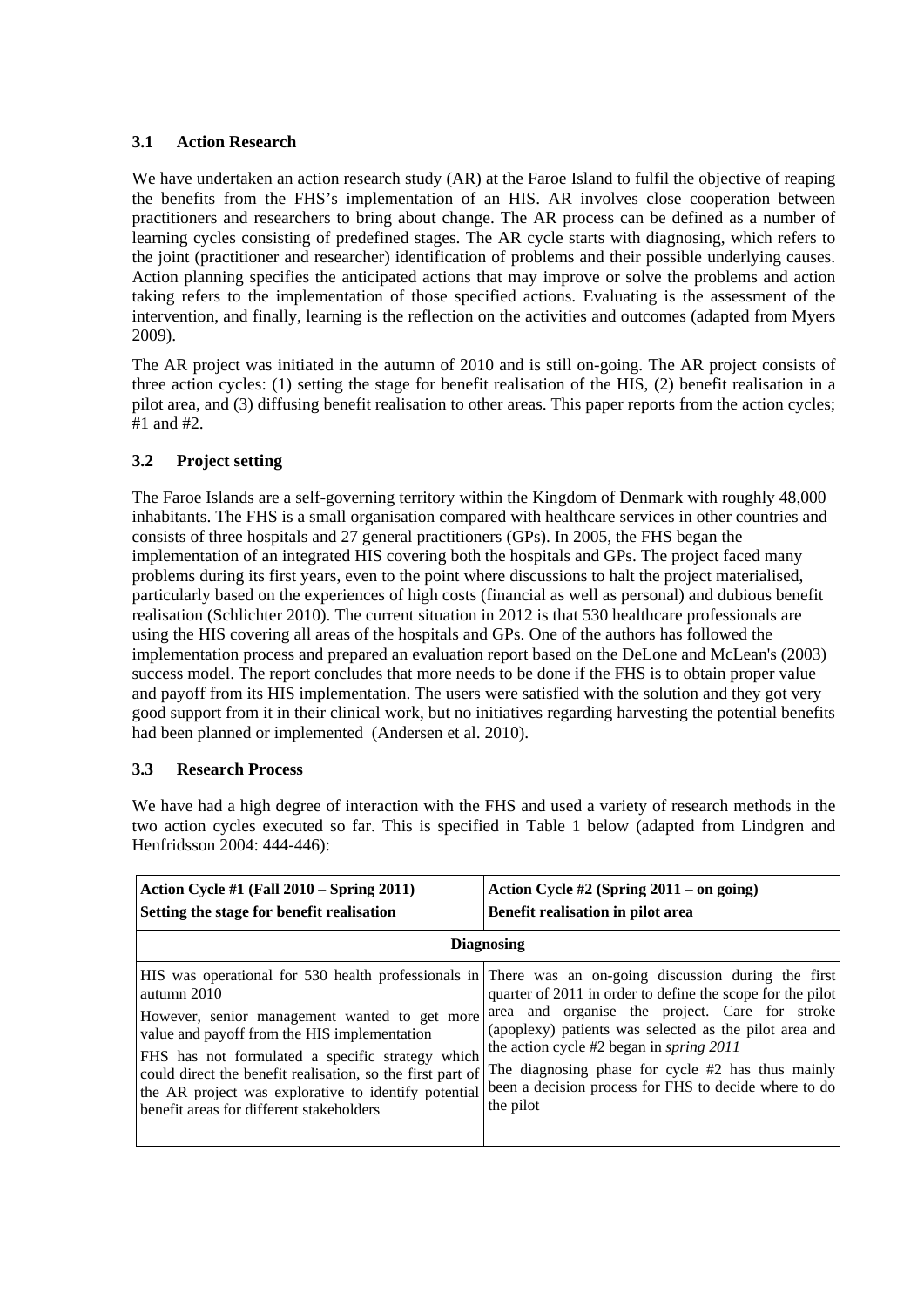### 3.1 Action Research

We have undertaken an action research study (AR) at the Faroe Island to fulfil the objective of reaping the benefits from the FHS's implementation of an HIS. AR involves close cooperation between practitioners and researchers to bring about change. The AR process can be defined as a number of learning cycles consisting of predefined stages. The AR cycle starts with diagnosing, which refers to the joint (practitioner and researcher) identification of problems and their possible underlying causes. Action planning specifies the anticipated actions that may improve or solve the problems and action taking refers to the implementation of those specified actions. Evaluating is the assessment of the intervention, and finally, learning is the reflection on the activities and outcomes (adapted from Myers 2009).

The AR project was initiated in the autumn of 2010 and is still on-going. The AR project consists of three action cycles: (1) setting the stage for benefit realisation of the HIS, (2) benefit realisation in a pilot area, and (3) diffusing benefit realisation to other areas. This paper reports from the action cycles; #1 and #2.

### 3.2 Project setting

The Faroe Islands are a self-governing territory within the Kingdom of Denmark with roughly 48,000 inhabitants. The FHS is a small organisation compared with healthcare services in other countries and consists of three hospitals and 27 general practitioners (GPs). In 2005, the FHS began the implementation of an integrated HIS covering both the hospitals and GPs. The project faced many problems during its first years, even to the point where discussions to halt the project materialised, particularly based on the experiences of high costs (financial as well as personal) and dubious benefit realisation (Schlichter 2010). The current situation in 2012 is that 530 healthcare professionals are using the HIS covering all areas of the hospitals and GPs. One of the authors has followed the implementation process and prepared an evaluation report based on the DeLone and McLean's (2003) success model. The report concludes that more needs to be done if the FHS is to obtain proper value and payoff from its HIS implementation. The users were satisfied with the solution and they got very good support from it in their clinical work, but no initiatives regarding harvesting the potential benefits had been planned or implemented (Andersen et al. 2010).

### 3.3 Research Process

We have had a high degree of interaction with the FHS and used a variety of research methods in the two action cycles executed so far. This is specified in Table 1 below (adapted from Lindgren and Henfridsson 2004: 444-446):

| **Action Cycle #1 (Fall 2010 – Spring 2011)**<br>**Setting the stage for benefit realisation** | **Action Cycle #2 (Spring 2011 – on going)**<br>**Benefit realisation in pilot area** |
|---|---|
| **Diagnosing** | |
| HIS was operational for 530 health professionals in autumn 2010<br>However, senior management wanted to get more value and payoff from the HIS implementation<br>FHS has not formulated a specific strategy which could direct the benefit realisation, so the first part of the AR project was explorative to identify potential benefit areas for different stakeholders | There was an on-going discussion during the first quarter of 2011 in order to define the scope for the pilot area and organise the project. Care for stroke (apoplexy) patients was selected as the pilot area and the action cycle #2 began in *spring 2011*<br>The diagnosing phase for cycle #2 has thus mainly been a decision process for FHS to decide where to do the pilot |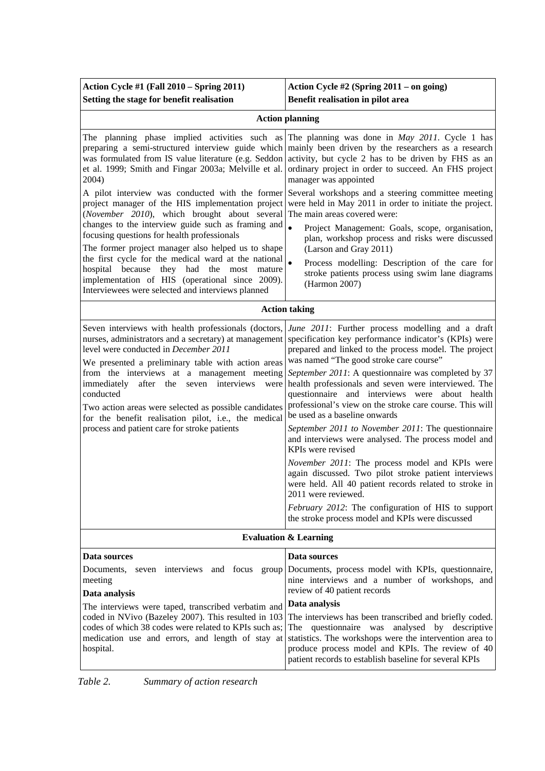| Action Cycle #1 (Fall 2010 – Spring 2011) Setting the stage for benefit realisation | Action Cycle #2 (Spring 2011 – on going) Benefit realisation in pilot area |
|---|---|
| **Action planning** | |
| The planning phase implied activities such as preparing a semi-structured interview guide which was formulated from IS value literature (e.g. Seddon et al. 1999; Smith and Fingar 2003a; Melville et al. 2004)<br><br>A pilot interview was conducted with the former project manager of the HIS implementation project (*November 2010*), which brought about several changes to the interview guide such as framing and focusing questions for health professionals<br><br>The former project manager also helped us to shape the first cycle for the medical ward at the national hospital because they had the most mature implementation of HIS (operational since 2009). Interviewees were selected and interviews planned | The planning was done in *May 2011*. Cycle 1 has mainly been driven by the researchers as a research activity, but cycle 2 has to be driven by FHS as an ordinary project in order to succeed. An FHS project manager was appointed<br><br>Several workshops and a steering committee meeting were held in May 2011 in order to initiate the project. The main areas covered were:<br><br>• Project Management: Goals, scope, organisation, plan, workshop process and risks were discussed (Larson and Gray 2011)<br><br>• Process modelling: Description of the care for stroke patients process using swim lane diagrams (Harmon 2007) |
| **Action taking** | |
| Seven interviews with health professionals (doctors, nurses, administrators and a secretary) at management level were conducted in *December 2011*<br><br>We presented a preliminary table with action areas from the interviews at a management meeting immediately after the seven interviews were conducted<br><br>Two action areas were selected as possible candidates for the benefit realisation pilot, i.e., the medical process and patient care for stroke patients | *June 2011*: Further process modelling and a draft specification key performance indicator's (KPIs) were prepared and linked to the process model. The project was named "The good stroke care course"<br><br>*September 2011*: A questionnaire was completed by 37 health professionals and seven were interviewed. The questionnaire and interviews were about health professional's view on the stroke care course. This will be used as a baseline onwards<br><br>*September 2011 to November 2011*: The questionnaire and interviews were analysed. The process model and KPIs were revised<br><br>*November 2011*: The process model and KPIs were again discussed. Two pilot stroke patient interviews were held. All 40 patient records related to stroke in 2011 were reviewed.<br><br>*February 2012*: The configuration of HIS to support the stroke process model and KPIs were discussed |
| **Evaluation & Learning** | |
| **Data sources**<br><br>Documents, seven interviews and focus group meeting<br><br>**Data analysis**<br><br>The interviews were taped, transcribed verbatim and coded in NVivo (Bazeley 2007). This resulted in 103 codes of which 38 codes were related to KPIs such as; medication use and errors, and length of stay at hospital. | **Data sources**<br><br>Documents, process model with KPIs, questionnaire, nine interviews and a number of workshops, and review of 40 patient records<br><br>**Data analysis**<br><br>The interviews has been transcribed and briefly coded. The questionnaire was analysed by descriptive statistics. The workshops were the intervention area to produce process model and KPIs. The review of 40 patient records to establish baseline for several KPIs |

*Table 2. Summary of action research*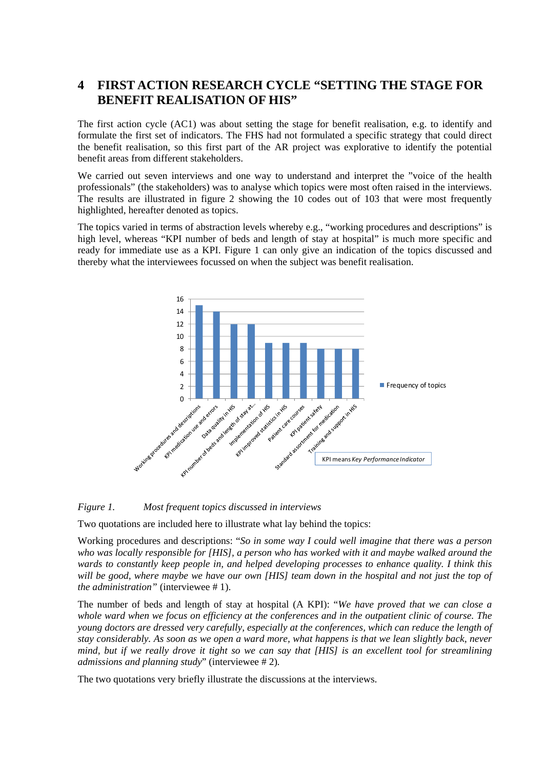# 4 FIRST ACTION RESEARCH CYCLE "SETTING THE STAGE FOR BENEFIT REALISATION OF HIS"

The first action cycle (AC1) was about setting the stage for benefit realisation, e.g. to identify and formulate the first set of indicators. The FHS had not formulated a specific strategy that could direct the benefit realisation, so this first part of the AR project was explorative to identify the potential benefit areas from different stakeholders.

We carried out seven interviews and one way to understand and interpret the "voice of the health professionals" (the stakeholders) was to analyse which topics were most often raised in the interviews. The results are illustrated in figure 2 showing the 10 codes out of 103 that were most frequently highlighted, hereafter denoted as topics.

The topics varied in terms of abstraction levels whereby e.g., "working procedures and descriptions" is high level, whereas "KPI number of beds and length of stay at hospital" is much more specific and ready for immediate use as a KPI. Figure 1 can only give an indication of the topics discussed and thereby what the interviewees focussed on when the subject was benefit realisation.

| Topic | Frequency of topics |
|---|---|
| Working procedures and descriptions | 15 |
| KPI medication use and errors | 14 |
| Data quality in HIS | 12 |
| KPI number of beds and length of stay at... | 12 |
| Implementation of HIS | 9 |
| KPI improved statistics in HIS | 9 |
| Patient care courses | 9 |
| KPI patient safety | 8 |
| Standard assortment for medication | 8 |
| Training and support in HIS | 8 |

KPI means *Key Performance Indicator*

*Figure 1. Most frequent topics discussed in interviews*

Two quotations are included here to illustrate what lay behind the topics:

Working procedures and descriptions: "*So in some way I could well imagine that there was a person who was locally responsible for [HIS], a person who has worked with it and maybe walked around the wards to constantly keep people in, and helped developing processes to enhance quality. I think this will be good, where maybe we have our own [HIS] team down in the hospital and not just the top of the administration"* (interviewee # 1).

The number of beds and length of stay at hospital (A KPI): "*We have proved that we can close a whole ward when we focus on efficiency at the conferences and in the outpatient clinic of course. The young doctors are dressed very carefully, especially at the conferences, which can reduce the length of stay considerably. As soon as we open a ward more, what happens is that we lean slightly back, never mind, but if we really drove it tight so we can say that [HIS] is an excellent tool for streamlining admissions and planning study*" (interviewee # 2).

The two quotations very briefly illustrate the discussions at the interviews.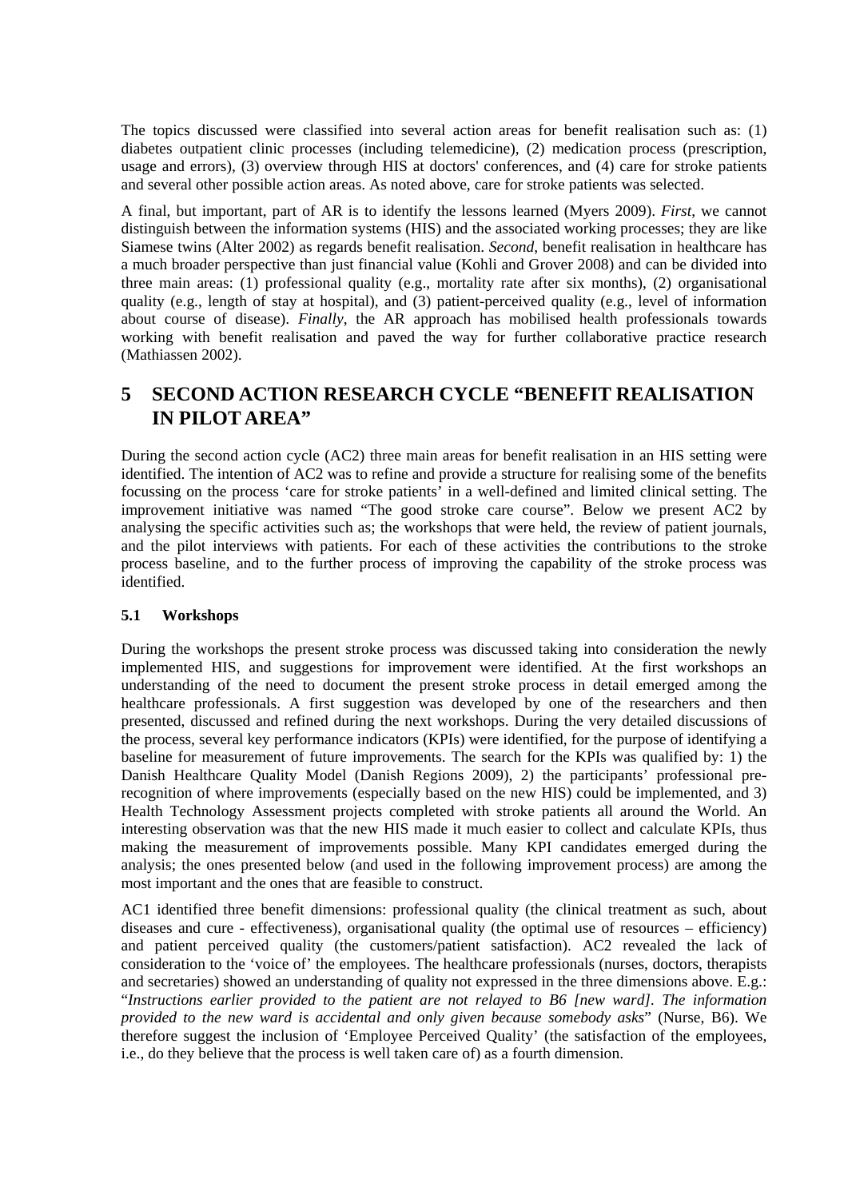The topics discussed were classified into several action areas for benefit realisation such as: (1) diabetes outpatient clinic processes (including telemedicine), (2) medication process (prescription, usage and errors), (3) overview through HIS at doctors' conferences, and (4) care for stroke patients and several other possible action areas. As noted above, care for stroke patients was selected.

A final, but important, part of AR is to identify the lessons learned (Myers 2009). *First*, we cannot distinguish between the information systems (HIS) and the associated working processes; they are like Siamese twins (Alter 2002) as regards benefit realisation. *Second*, benefit realisation in healthcare has a much broader perspective than just financial value (Kohli and Grover 2008) and can be divided into three main areas: (1) professional quality (e.g., mortality rate after six months), (2) organisational quality (e.g., length of stay at hospital), and (3) patient-perceived quality (e.g., level of information about course of disease). *Finally*, the AR approach has mobilised health professionals towards working with benefit realisation and paved the way for further collaborative practice research (Mathiassen 2002).

# 5 SECOND ACTION RESEARCH CYCLE "BENEFIT REALISATION IN PILOT AREA"

During the second action cycle (AC2) three main areas for benefit realisation in an HIS setting were identified. The intention of AC2 was to refine and provide a structure for realising some of the benefits focussing on the process 'care for stroke patients' in a well-defined and limited clinical setting. The improvement initiative was named "The good stroke care course". Below we present AC2 by analysing the specific activities such as; the workshops that were held, the review of patient journals, and the pilot interviews with patients. For each of these activities the contributions to the stroke process baseline, and to the further process of improving the capability of the stroke process was identified.

## 5.1 Workshops

During the workshops the present stroke process was discussed taking into consideration the newly implemented HIS, and suggestions for improvement were identified. At the first workshops an understanding of the need to document the present stroke process in detail emerged among the healthcare professionals. A first suggestion was developed by one of the researchers and then presented, discussed and refined during the next workshops. During the very detailed discussions of the process, several key performance indicators (KPIs) were identified, for the purpose of identifying a baseline for measurement of future improvements. The search for the KPIs was qualified by: 1) the Danish Healthcare Quality Model (Danish Regions 2009), 2) the participants' professional pre-recognition of where improvements (especially based on the new HIS) could be implemented, and 3) Health Technology Assessment projects completed with stroke patients all around the World. An interesting observation was that the new HIS made it much easier to collect and calculate KPIs, thus making the measurement of improvements possible. Many KPI candidates emerged during the analysis; the ones presented below (and used in the following improvement process) are among the most important and the ones that are feasible to construct.

AC1 identified three benefit dimensions: professional quality (the clinical treatment as such, about diseases and cure - effectiveness), organisational quality (the optimal use of resources – efficiency) and patient perceived quality (the customers/patient satisfaction). AC2 revealed the lack of consideration to the 'voice of' the employees. The healthcare professionals (nurses, doctors, therapists and secretaries) showed an understanding of quality not expressed in the three dimensions above. E.g.: "*Instructions earlier provided to the patient are not relayed to B6 [new ward]. The information provided to the new ward is accidental and only given because somebody asks*" (Nurse, B6). We therefore suggest the inclusion of 'Employee Perceived Quality' (the satisfaction of the employees, i.e., do they believe that the process is well taken care of) as a fourth dimension.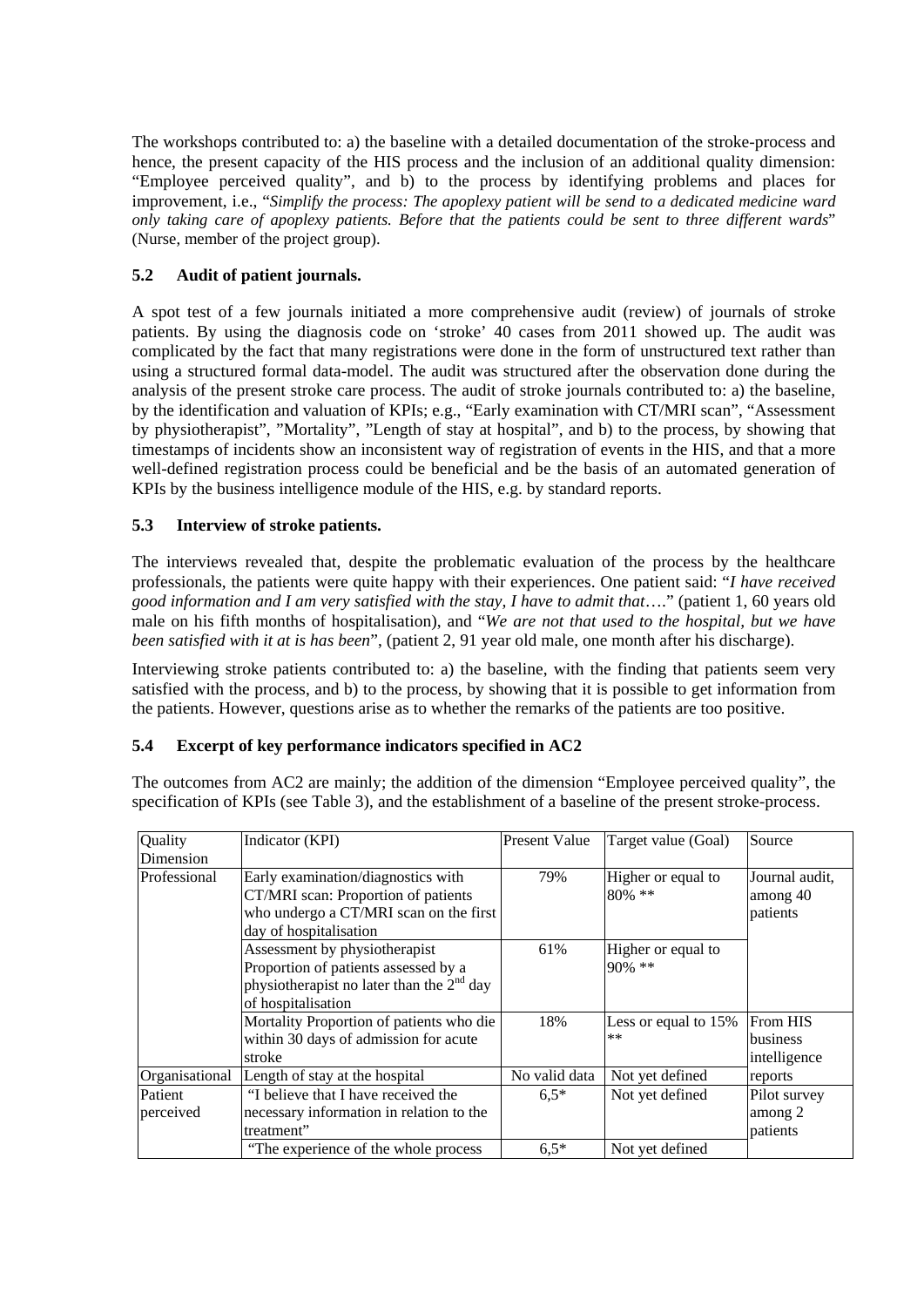The workshops contributed to: a) the baseline with a detailed documentation of the stroke-process and hence, the present capacity of the HIS process and the inclusion of an additional quality dimension: "Employee perceived quality", and b) to the process by identifying problems and places for improvement, i.e., "*Simplify the process: The apoplexy patient will be send to a dedicated medicine ward only taking care of apoplexy patients. Before that the patients could be sent to three different wards*" (Nurse, member of the project group).

### 5.2 Audit of patient journals.

A spot test of a few journals initiated a more comprehensive audit (review) of journals of stroke patients. By using the diagnosis code on 'stroke' 40 cases from 2011 showed up. The audit was complicated by the fact that many registrations were done in the form of unstructured text rather than using a structured formal data-model. The audit was structured after the observation done during the analysis of the present stroke care process. The audit of stroke journals contributed to: a) the baseline, by the identification and valuation of KPIs; e.g., "Early examination with CT/MRI scan", "Assessment by physiotherapist", "Mortality", "Length of stay at hospital", and b) to the process, by showing that timestamps of incidents show an inconsistent way of registration of events in the HIS, and that a more well-defined registration process could be beneficial and be the basis of an automated generation of KPIs by the business intelligence module of the HIS, e.g. by standard reports.

### 5.3 Interview of stroke patients.

The interviews revealed that, despite the problematic evaluation of the process by the healthcare professionals, the patients were quite happy with their experiences. One patient said: "*I have received good information and I am very satisfied with the stay, I have to admit that*…." (patient 1, 60 years old male on his fifth months of hospitalisation), and "*We are not that used to the hospital, but we have been satisfied with it at is has been*", (patient 2, 91 year old male, one month after his discharge).

Interviewing stroke patients contributed to: a) the baseline, with the finding that patients seem very satisfied with the process, and b) to the process, by showing that it is possible to get information from the patients. However, questions arise as to whether the remarks of the patients are too positive.

### 5.4 Excerpt of key performance indicators specified in AC2

The outcomes from AC2 are mainly; the addition of the dimension "Employee perceived quality", the specification of KPIs (see Table 3), and the establishment of a baseline of the present stroke-process.

| Quality Dimension | Indicator (KPI) | Present Value | Target value (Goal) | Source |
|---|---|---|---|---|
| Professional | Early examination/diagnostics with CT/MRI scan: Proportion of patients who undergo a CT/MRI scan on the first day of hospitalisation | 79% | Higher or equal to 80% ** | Journal audit, among 40 patients |
| | Assessment by physiotherapist Proportion of patients assessed by a physiotherapist no later than the 2nd day of hospitalisation | 61% | Higher or equal to 90% ** | |
| | Mortality Proportion of patients who die within 30 days of admission for acute stroke | 18% | Less or equal to 15% ** | From HIS business intelligence reports |
| Organisational | Length of stay at the hospital | No valid data | Not yet defined | |
| Patient perceived | "I believe that I have received the necessary information in relation to the treatment" | 6,5* | Not yet defined | Pilot survey among 2 patients |
| | "The experience of the whole process | 6,5* | Not yet defined | |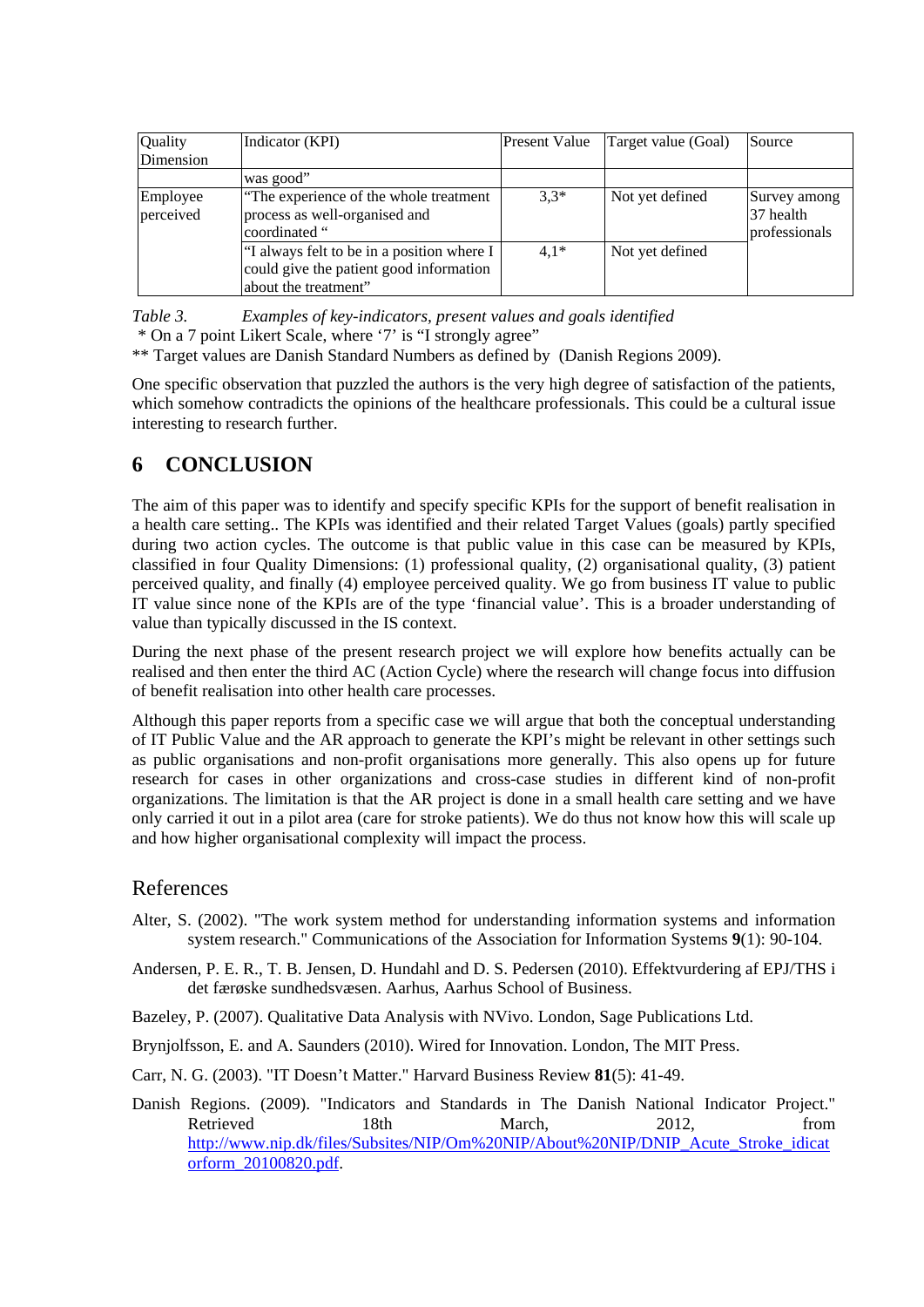| Quality Dimension | Indicator (KPI) | Present Value | Target value (Goal) | Source |
|---|---|---|---|---|
| | was good" | | | |
| Employee perceived | "The experience of the whole treatment process as well-organised and coordinated " | 3,3* | Not yet defined | Survey among 37 health professionals |
| | "I always felt to be in a position where I could give the patient good information about the treatment" | 4,1* | Not yet defined | |

*Table 3. Examples of key-indicators, present values and goals identified*

\* On a 7 point Likert Scale, where '7' is "I strongly agree"

** Target values are Danish Standard Numbers as defined by (Danish Regions 2009).

One specific observation that puzzled the authors is the very high degree of satisfaction of the patients, which somehow contradicts the opinions of the healthcare professionals. This could be a cultural issue interesting to research further.

## 6 CONCLUSION

The aim of this paper was to identify and specify specific KPIs for the support of benefit realisation in a health care setting.. The KPIs was identified and their related Target Values (goals) partly specified during two action cycles. The outcome is that public value in this case can be measured by KPIs, classified in four Quality Dimensions: (1) professional quality, (2) organisational quality, (3) patient perceived quality, and finally (4) employee perceived quality. We go from business IT value to public IT value since none of the KPIs are of the type 'financial value'. This is a broader understanding of value than typically discussed in the IS context.

During the next phase of the present research project we will explore how benefits actually can be realised and then enter the third AC (Action Cycle) where the research will change focus into diffusion of benefit realisation into other health care processes.

Although this paper reports from a specific case we will argue that both the conceptual understanding of IT Public Value and the AR approach to generate the KPI's might be relevant in other settings such as public organisations and non-profit organisations more generally. This also opens up for future research for cases in other organizations and cross-case studies in different kind of non-profit organizations. The limitation is that the AR project is done in a small health care setting and we have only carried it out in a pilot area (care for stroke patients). We do thus not know how this will scale up and how higher organisational complexity will impact the process.

## References

Alter, S. (2002). "The work system method for understanding information systems and information system research." Communications of the Association for Information Systems **9**(1): 90-104.

Andersen, P. E. R., T. B. Jensen, D. Hundahl and D. S. Pedersen (2010). Effektvurdering af EPJ/THS i det færøske sundhedsvæsen. Aarhus, Aarhus School of Business.

Bazeley, P. (2007). Qualitative Data Analysis with NVivo. London, Sage Publications Ltd.

Brynjolfsson, E. and A. Saunders (2010). Wired for Innovation. London, The MIT Press.

Carr, N. G. (2003). "IT Doesn't Matter." Harvard Business Review **81**(5): 41-49.

Danish Regions. (2009). "Indicators and Standards in The Danish National Indicator Project." Retrieved 18th March, 2012, from http://www.nip.dk/files/Subsites/NIP/Om%20NIP/About%20NIP/DNIP_Acute_Stroke_indicatorform_20100820.pdf.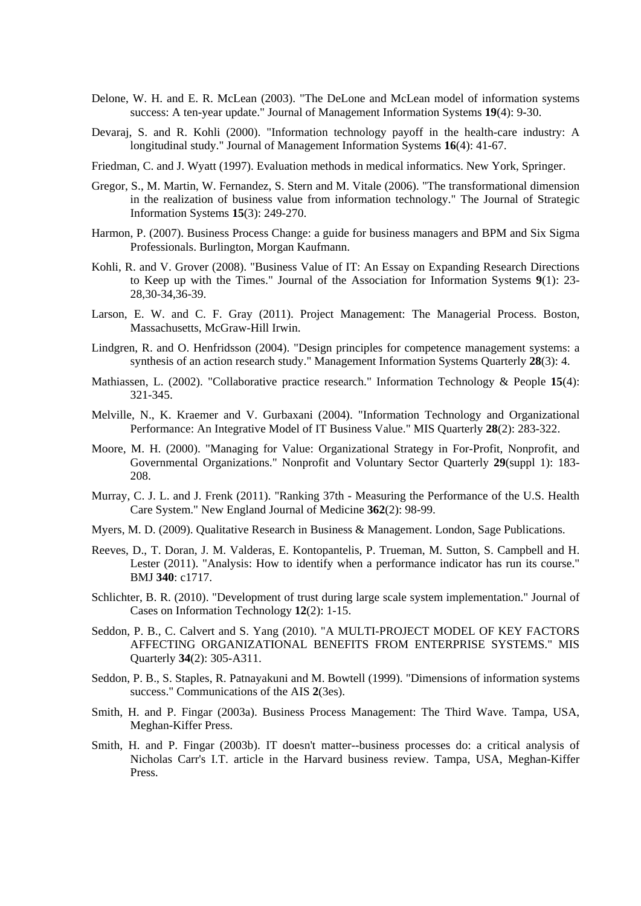Delone, W. H. and E. R. McLean (2003). "The DeLone and McLean model of information systems success: A ten-year update." Journal of Management Information Systems **19**(4): 9-30.

Devaraj, S. and R. Kohli (2000). "Information technology payoff in the health-care industry: A longitudinal study." Journal of Management Information Systems **16**(4): 41-67.

Friedman, C. and J. Wyatt (1997). Evaluation methods in medical informatics. New York, Springer.

Gregor, S., M. Martin, W. Fernandez, S. Stern and M. Vitale (2006). "The transformational dimension in the realization of business value from information technology." The Journal of Strategic Information Systems **15**(3): 249-270.

Harmon, P. (2007). Business Process Change: a guide for business managers and BPM and Six Sigma Professionals. Burlington, Morgan Kaufmann.

Kohli, R. and V. Grover (2008). "Business Value of IT: An Essay on Expanding Research Directions to Keep up with the Times." Journal of the Association for Information Systems **9**(1): 23-28,30-34,36-39.

Larson, E. W. and C. F. Gray (2011). Project Management: The Managerial Process. Boston, Massachusetts, McGraw-Hill Irwin.

Lindgren, R. and O. Henfridsson (2004). "Design principles for competence management systems: a synthesis of an action research study." Management Information Systems Quarterly **28**(3): 4.

Mathiassen, L. (2002). "Collaborative practice research." Information Technology & People **15**(4): 321-345.

Melville, N., K. Kraemer and V. Gurbaxani (2004). "Information Technology and Organizational Performance: An Integrative Model of IT Business Value." MIS Quarterly **28**(2): 283-322.

Moore, M. H. (2000). "Managing for Value: Organizational Strategy in For-Profit, Nonprofit, and Governmental Organizations." Nonprofit and Voluntary Sector Quarterly **29**(suppl 1): 183-208.

Murray, C. J. L. and J. Frenk (2011). "Ranking 37th - Measuring the Performance of the U.S. Health Care System." New England Journal of Medicine **362**(2): 98-99.

Myers, M. D. (2009). Qualitative Research in Business & Management. London, Sage Publications.

Reeves, D., T. Doran, J. M. Valderas, E. Kontopantelis, P. Trueman, M. Sutton, S. Campbell and H. Lester (2011). "Analysis: How to identify when a performance indicator has run its course." BMJ **340**: c1717.

Schlichter, B. R. (2010). "Development of trust during large scale system implementation." Journal of Cases on Information Technology **12**(2): 1-15.

Seddon, P. B., C. Calvert and S. Yang (2010). "A MULTI-PROJECT MODEL OF KEY FACTORS AFFECTING ORGANIZATIONAL BENEFITS FROM ENTERPRISE SYSTEMS." MIS Quarterly **34**(2): 305-A311.

Seddon, P. B., S. Staples, R. Patnayakuni and M. Bowtell (1999). "Dimensions of information systems success." Communications of the AIS **2**(3es).

Smith, H. and P. Fingar (2003a). Business Process Management: The Third Wave. Tampa, USA, Meghan-Kiffer Press.

Smith, H. and P. Fingar (2003b). IT doesn't matter--business processes do: a critical analysis of Nicholas Carr's I.T. article in the Harvard business review. Tampa, USA, Meghan-Kiffer Press.